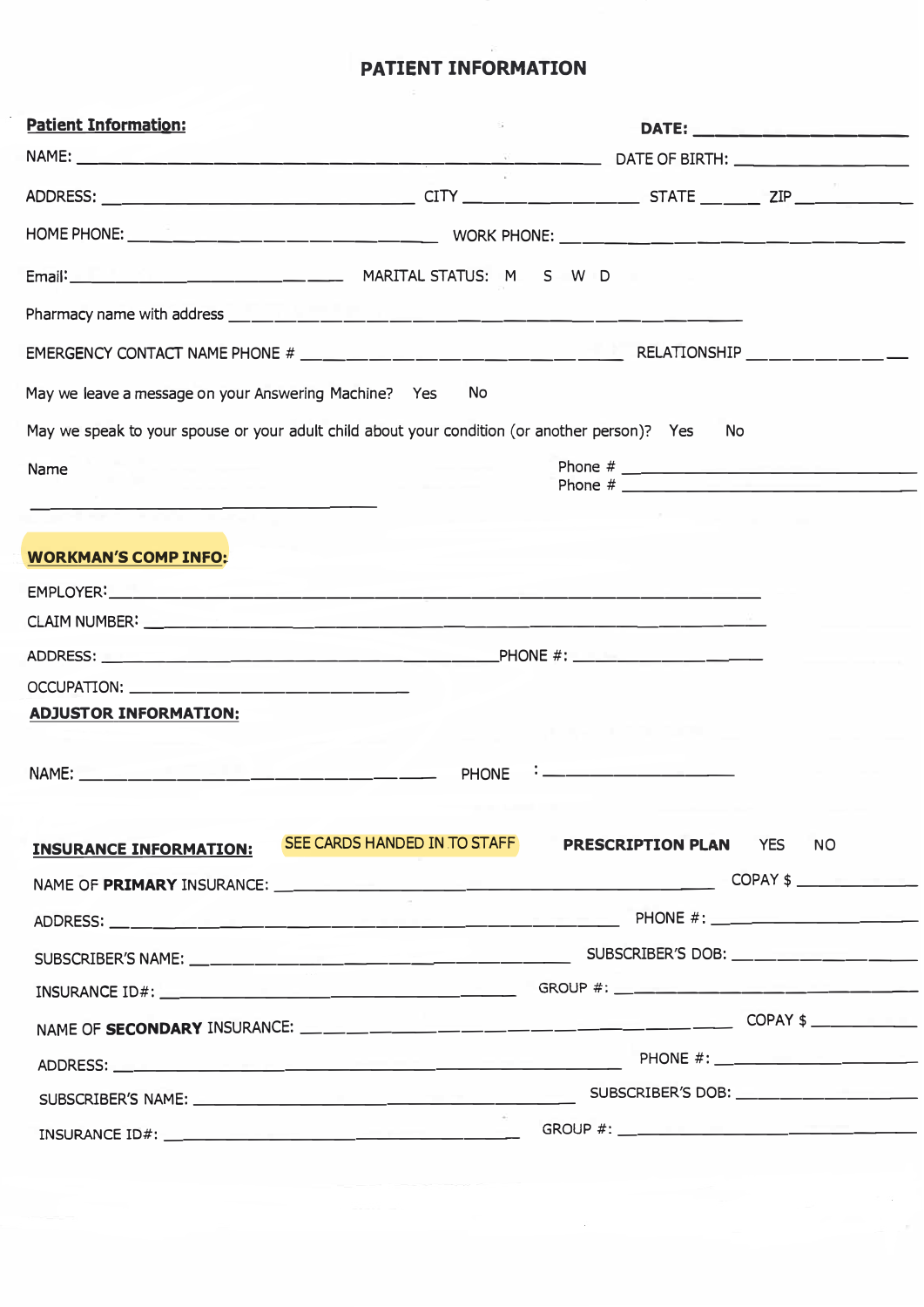# PATIENT INFORMATION

**Patient Information:** DATE: ____________________

NAME: ________________________________________________ DATE OF BIRTH: ________________

ADDRESS: ______________________________ CITY ________________ STATE ______ ZIP __________

HOME PHONE: ______________________________ WORK PHONE: ______________________________

Email: ______________________________ MARITAL STATUS: M S W D

Pharmacy name with address ________________________________________________________

EMERGENCY CONTACT NAME PHONE # ______________________________ RELATIONSHIP ____________

May we leave a message on your Answering Machine? Yes No

May we speak to your spouse or your adult child about your condition (or another person)? Yes No

Name ______________________________ Phone # ______________________________
Phone # ______________________________

**WORKMAN'S COMP INFO:**

EMPLOYER: ________________________________________________________________

CLAIM NUMBER: ____________________________________________________________

ADDRESS: ________________________________________PHONE #: ____________________

OCCUPATION: ______________________________

**ADJUSTOR INFORMATION:**

NAME: ________________________________________ PHONE : ____________________

**INSURANCE INFORMATION:** SEE CARDS HANDED IN TO STAFF **PRESCRIPTION PLAN** YES NO

NAME OF **PRIMARY** INSURANCE: ________________________________________ COPAY $ __________

ADDRESS: ________________________________________________ PHONE #: ____________________

SUBSCRIBER'S NAME: ________________________________________ SUBSCRIBER'S DOB: ______________

INSURANCE ID#: ________________________________________ GROUP #: ______________________

NAME OF **SECONDARY** INSURANCE: ________________________________________ COPAY $ __________

ADDRESS: ________________________________________________ PHONE #: ____________________

SUBSCRIBER'S NAME: ________________________________________ SUBSCRIBER'S DOB: ______________

INSURANCE ID#: ________________________________________ GROUP #: ______________________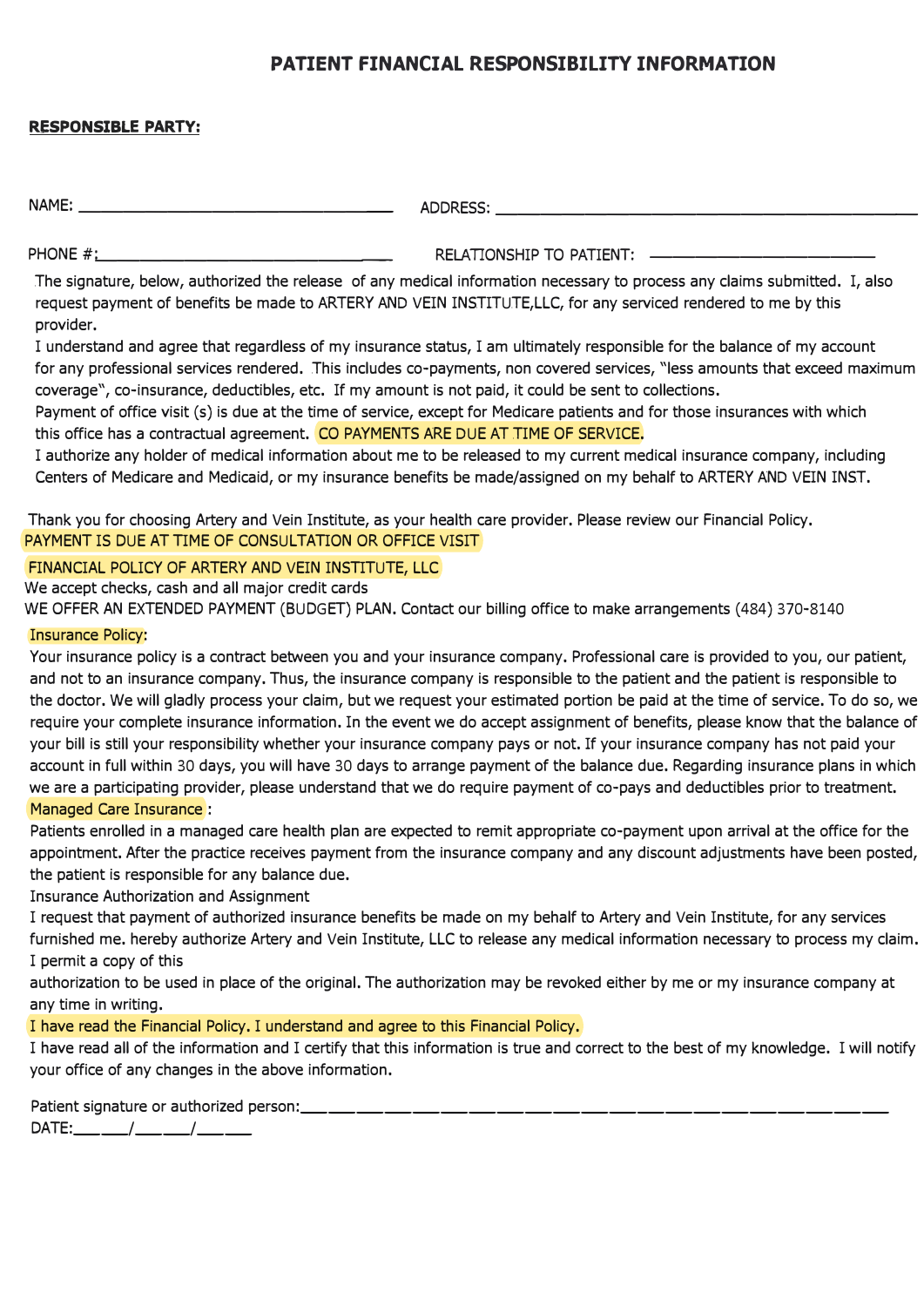# PATIENT FINANCIAL RESPONSIBILITY INFORMATION

**RESPONSIBLE PARTY:**

NAME: ___________________________________ ADDRESS: ___________________________________________

PHONE #:________________________________ RELATIONSHIP TO PATIENT: ________________________

The signature, below, authorized the release of any medical information necessary to process any claims submitted. I, also request payment of benefits be made to ARTERY AND VEIN INSTITUTE,LLC, for any serviced rendered to me by this provider.

I understand and agree that regardless of my insurance status, I am ultimately responsible for the balance of my account for any professional services rendered. This includes co-payments, non covered services, "less amounts that exceed maximum coverage", co-insurance, deductibles, etc. If my amount is not paid, it could be sent to collections.

Payment of office visit (s) is due at the time of service, except for Medicare patients and for those insurances with which this office has a contractual agreement. CO PAYMENTS ARE DUE AT TIME OF SERVICE.

I authorize any holder of medical information about me to be released to my current medical insurance company, including Centers of Medicare and Medicaid, or my insurance benefits be made/assigned on my behalf to ARTERY AND VEIN INST.

Thank you for choosing Artery and Vein Institute, as your health care provider. Please review our Financial Policy.

PAYMENT IS DUE AT TIME OF CONSULTATION OR OFFICE VISIT

FINANCIAL POLICY OF ARTERY AND VEIN INSTITUTE, LLC

We accept checks, cash and all major credit cards

WE OFFER AN EXTENDED PAYMENT (BUDGET) PLAN. Contact our billing office to make arrangements (484) 370-8140

Insurance Policy:

Your insurance policy is a contract between you and your insurance company. Professional care is provided to you, our patient, and not to an insurance company. Thus, the insurance company is responsible to the patient and the patient is responsible to the doctor. We will gladly process your claim, but we request your estimated portion be paid at the time of service. To do so, we require your complete insurance information. In the event we do accept assignment of benefits, please know that the balance of your bill is still your responsibility whether your insurance company pays or not. If your insurance company has not paid your account in full within 30 days, you will have 30 days to arrange payment of the balance due. Regarding insurance plans in which we are a participating provider, please understand that we do require payment of co-pays and deductibles prior to treatment.

Managed Care Insurance :

Patients enrolled in a managed care health plan are expected to remit appropriate co-payment upon arrival at the office for the appointment. After the practice receives payment from the insurance company and any discount adjustments have been posted, the patient is responsible for any balance due.

Insurance Authorization and Assignment

I request that payment of authorized insurance benefits be made on my behalf to Artery and Vein Institute, for any services furnished me. hereby authorize Artery and Vein Institute, LLC to release any medical information necessary to process my claim. I permit a copy of this authorization to be used in place of the original. The authorization may be revoked either by me or my insurance company at any time in writing.

I have read the Financial Policy. I understand and agree to this Financial Policy.

I have read all of the information and I certify that this information is true and correct to the best of my knowledge. I will notify your office of any changes in the above information.

Patient signature or authorized person:_____________________________________________

DATE:_____/_____/_____